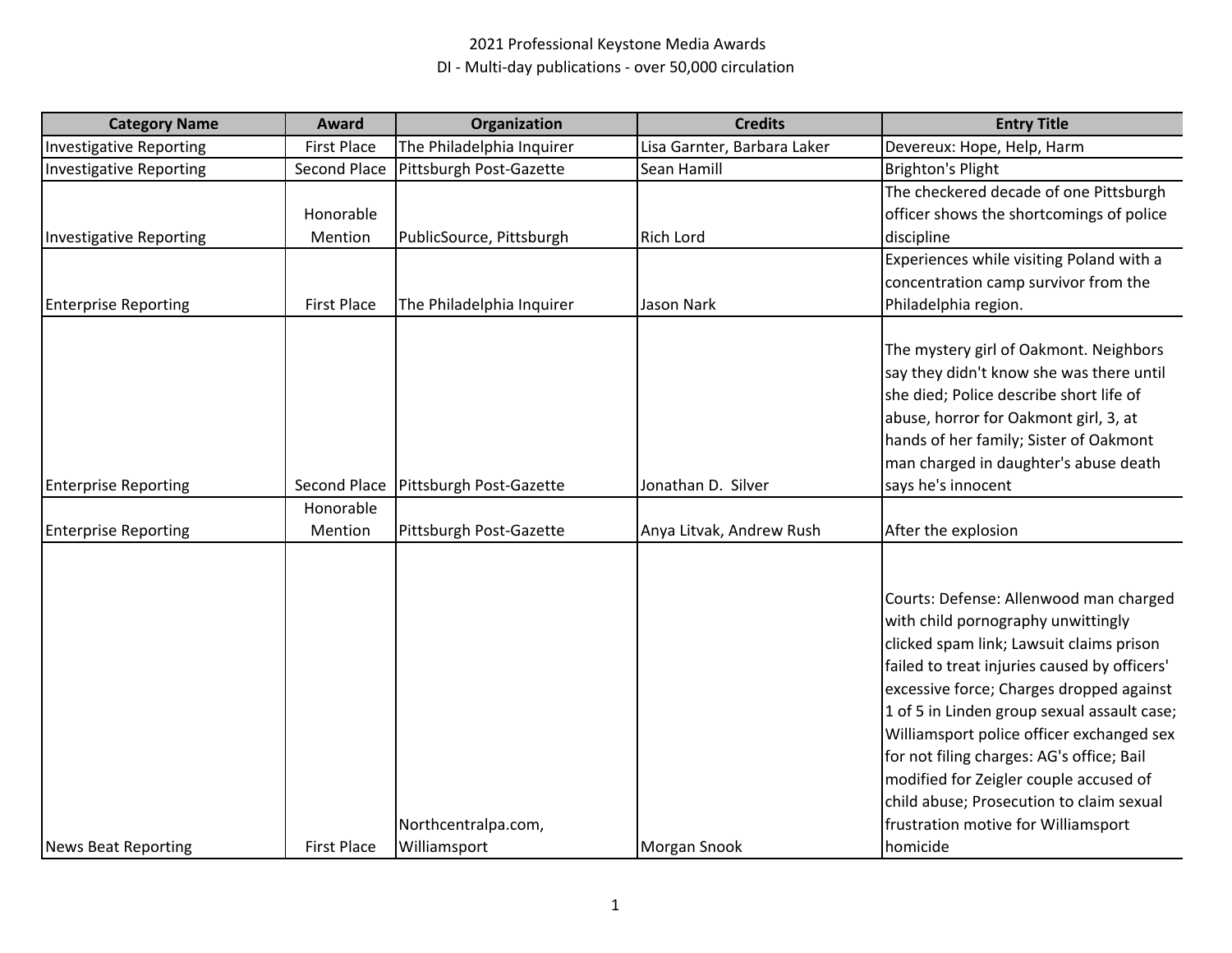# 2021 Professional Keystone Media Awards

## DI - Multi-day publications - over 50,000 circulation

| Category Name | Award | Organization | Credits | Entry Title |
|---|---|---|---|---|
| Investigative Reporting | First Place | The Philadelphia Inquirer | Lisa Garnter, Barbara Laker | Devereux: Hope, Help, Harm |
| Investigative Reporting | Second Place | Pittsburgh Post-Gazette | Sean Hamill | Brighton's Plight |
| Investigative Reporting | Honorable Mention | PublicSource, Pittsburgh | Rich Lord | The checkered decade of one Pittsburgh officer shows the shortcomings of police discipline |
| Enterprise Reporting | First Place | The Philadelphia Inquirer | Jason Nark | Experiences while visiting Poland with a concentration camp survivor from the Philadelphia region. |
| Enterprise Reporting | Second Place | Pittsburgh Post-Gazette | Jonathan D. Silver | The mystery girl of Oakmont. Neighbors say they didn't know she was there until she died; Police describe short life of abuse, horror for Oakmont girl, 3, at hands of her family; Sister of Oakmont man charged in daughter's abuse death says he's innocent |
| Enterprise Reporting | Honorable Mention | Pittsburgh Post-Gazette | Anya Litvak, Andrew Rush | After the explosion |
| News Beat Reporting | First Place | Northcentralpa.com, Williamsport | Morgan Snook | Courts: Defense: Allenwood man charged with child pornography unwittingly clicked spam link; Lawsuit claims prison failed to treat injuries caused by officers' excessive force; Charges dropped against 1 of 5 in Linden group sexual assault case; Williamsport police officer exchanged sex for not filing charges: AG's office; Bail modified for Zeigler couple accused of child abuse; Prosecution to claim sexual frustration motive for Williamsport homicide |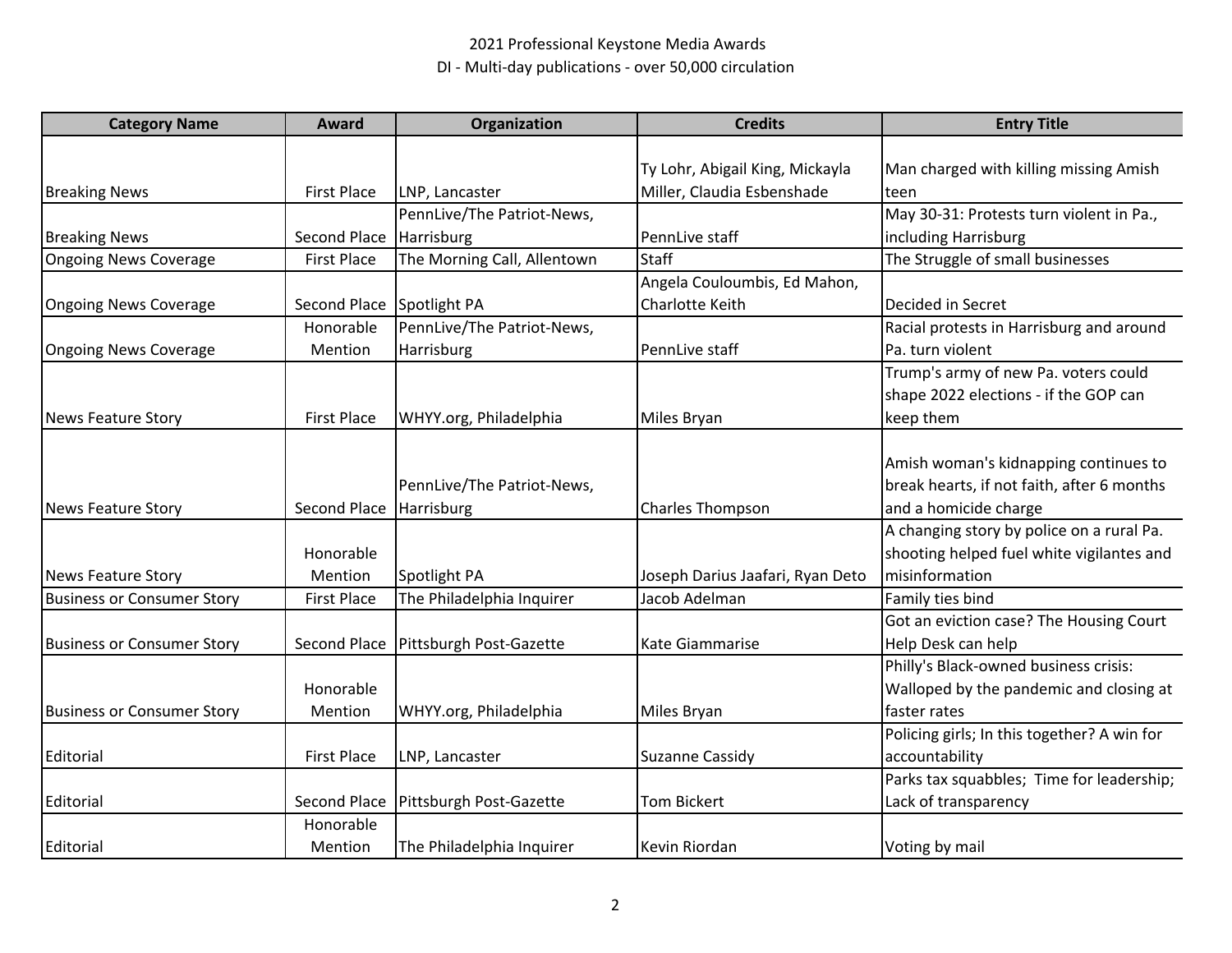# 2021 Professional Keystone Media Awards

## DI - Multi-day publications - over 50,000 circulation

| Category Name | Award | Organization | Credits | Entry Title |
|---|---|---|---|---|
| Breaking News | First Place | LNP, Lancaster | Ty Lohr, Abigail King, Mickayla Miller, Claudia Esbenshade | Man charged with killing missing Amish teen |
| Breaking News | Second Place | PennLive/The Patriot-News, Harrisburg | PennLive staff | May 30-31: Protests turn violent in Pa., including Harrisburg |
| Ongoing News Coverage | First Place | The Morning Call, Allentown | Staff | The Struggle of small businesses |
| Ongoing News Coverage | Second Place | Spotlight PA | Angela Couloumbis, Ed Mahon, Charlotte Keith | Decided in Secret |
| Ongoing News Coverage | Honorable Mention | PennLive/The Patriot-News, Harrisburg | PennLive staff | Racial protests in Harrisburg and around Pa. turn violent |
| News Feature Story | First Place | WHYY.org, Philadelphia | Miles Bryan | Trump's army of new Pa. voters could shape 2022 elections - if the GOP can keep them |
| News Feature Story | Second Place | PennLive/The Patriot-News, Harrisburg | Charles Thompson | Amish woman's kidnapping continues to break hearts, if not faith, after 6 months and a homicide charge |
| News Feature Story | Honorable Mention | Spotlight PA | Joseph Darius Jaafari, Ryan Deto | A changing story by police on a rural Pa. shooting helped fuel white vigilantes and misinformation |
| Business or Consumer Story | First Place | The Philadelphia Inquirer | Jacob Adelman | Family ties bind |
| Business or Consumer Story | Second Place | Pittsburgh Post-Gazette | Kate Giammarise | Got an eviction case? The Housing Court Help Desk can help |
| Business or Consumer Story | Honorable Mention | WHYY.org, Philadelphia | Miles Bryan | Philly's Black-owned business crisis: Walloped by the pandemic and closing at faster rates |
| Editorial | First Place | LNP, Lancaster | Suzanne Cassidy | Policing girls; In this together? A win for accountability |
| Editorial | Second Place | Pittsburgh Post-Gazette | Tom Bickert | Parks tax squabbles; Time for leadership; Lack of transparency |
| Editorial | Honorable Mention | The Philadelphia Inquirer | Kevin Riordan | Voting by mail |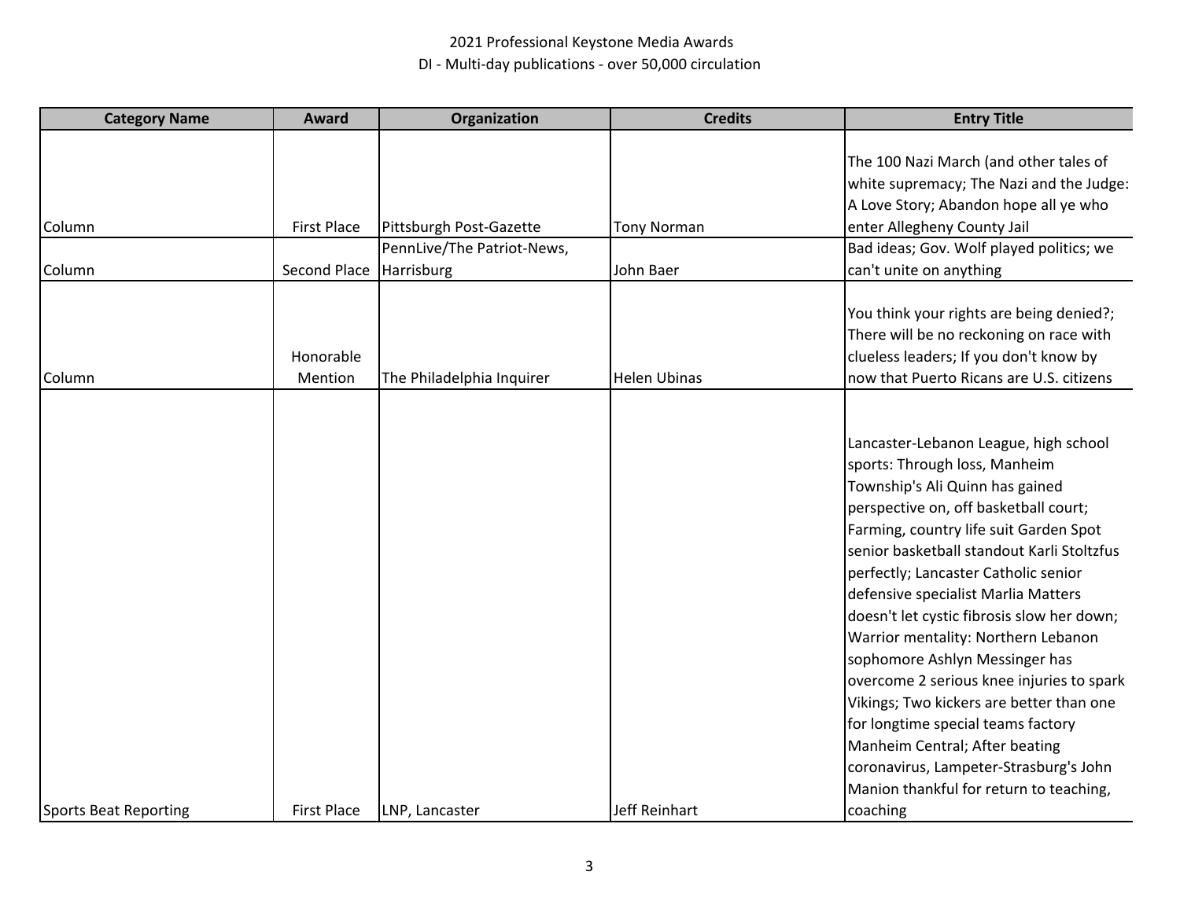2021 Professional Keystone Media Awards
DI - Multi-day publications - over 50,000 circulation

| Category Name | Award | Organization | Credits | Entry Title |
| --- | --- | --- | --- | --- |
| Column | First Place | Pittsburgh Post-Gazette | Tony Norman | The 100 Nazi March (and other tales of white supremacy; The Nazi and the Judge: A Love Story; Abandon hope all ye who enter Allegheny County Jail |
| Column | Second Place | PennLive/The Patriot-News, Harrisburg | John Baer | Bad ideas; Gov. Wolf played politics; we can't unite on anything |
| Column | Honorable Mention | The Philadelphia Inquirer | Helen Ubinas | You think your rights are being denied?; There will be no reckoning on race with clueless leaders; If you don't know by now that Puerto Ricans are U.S. citizens |
| Sports Beat Reporting | First Place | LNP, Lancaster | Jeff Reinhart | Lancaster-Lebanon League, high school sports: Through loss, Manheim Township's Ali Quinn has gained perspective on, off basketball court; Farming, country life suit Garden Spot senior basketball standout Karli Stoltzfus perfectly; Lancaster Catholic senior defensive specialist Marlia Matters doesn't let cystic fibrosis slow her down; Warrior mentality: Northern Lebanon sophomore Ashlyn Messinger has overcome 2 serious knee injuries to spark Vikings; Two kickers are better than one for longtime special teams factory Manheim Central; After beating coronavirus, Lampeter-Strasburg's John Manion thankful for return to teaching, coaching |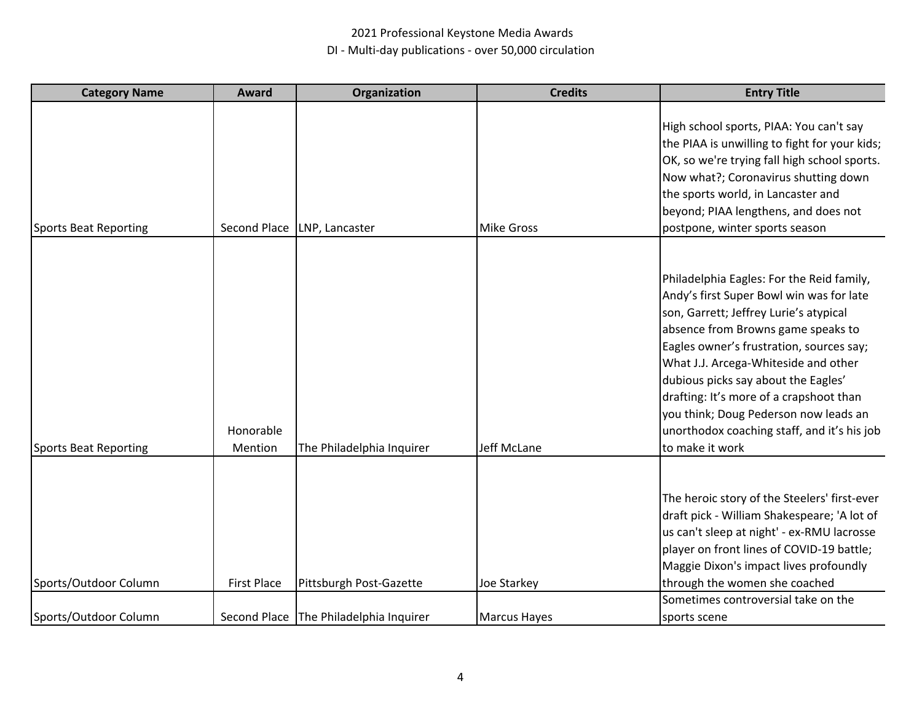2021 Professional Keystone Media Awards

DI - Multi-day publications - over 50,000 circulation

| Category Name | Award | Organization | Credits | Entry Title |
|---|---|---|---|---|
| Sports Beat Reporting | Second Place | LNP, Lancaster | Mike Gross | High school sports, PIAA: You can't say the PIAA is unwilling to fight for your kids; OK, so we're trying fall high school sports. Now what?; Coronavirus shutting down the sports world, in Lancaster and beyond; PIAA lengthens, and does not postpone, winter sports season |
| Sports Beat Reporting | Honorable Mention | The Philadelphia Inquirer | Jeff McLane | Philadelphia Eagles: For the Reid family, Andy's first Super Bowl win was for late son, Garrett; Jeffrey Lurie's atypical absence from Browns game speaks to Eagles owner's frustration, sources say; What J.J. Arcega-Whiteside and other dubious picks say about the Eagles' drafting: It's more of a crapshoot than you think; Doug Pederson now leads an unorthodox coaching staff, and it's his job to make it work |
| Sports/Outdoor Column | First Place | Pittsburgh Post-Gazette | Joe Starkey | The heroic story of the Steelers' first-ever draft pick - William Shakespeare; 'A lot of us can't sleep at night' - ex-RMU lacrosse player on front lines of COVID-19 battle; Maggie Dixon's impact lives profoundly through the women she coached |
| Sports/Outdoor Column | Second Place | The Philadelphia Inquirer | Marcus Hayes | Sometimes controversial take on the sports scene |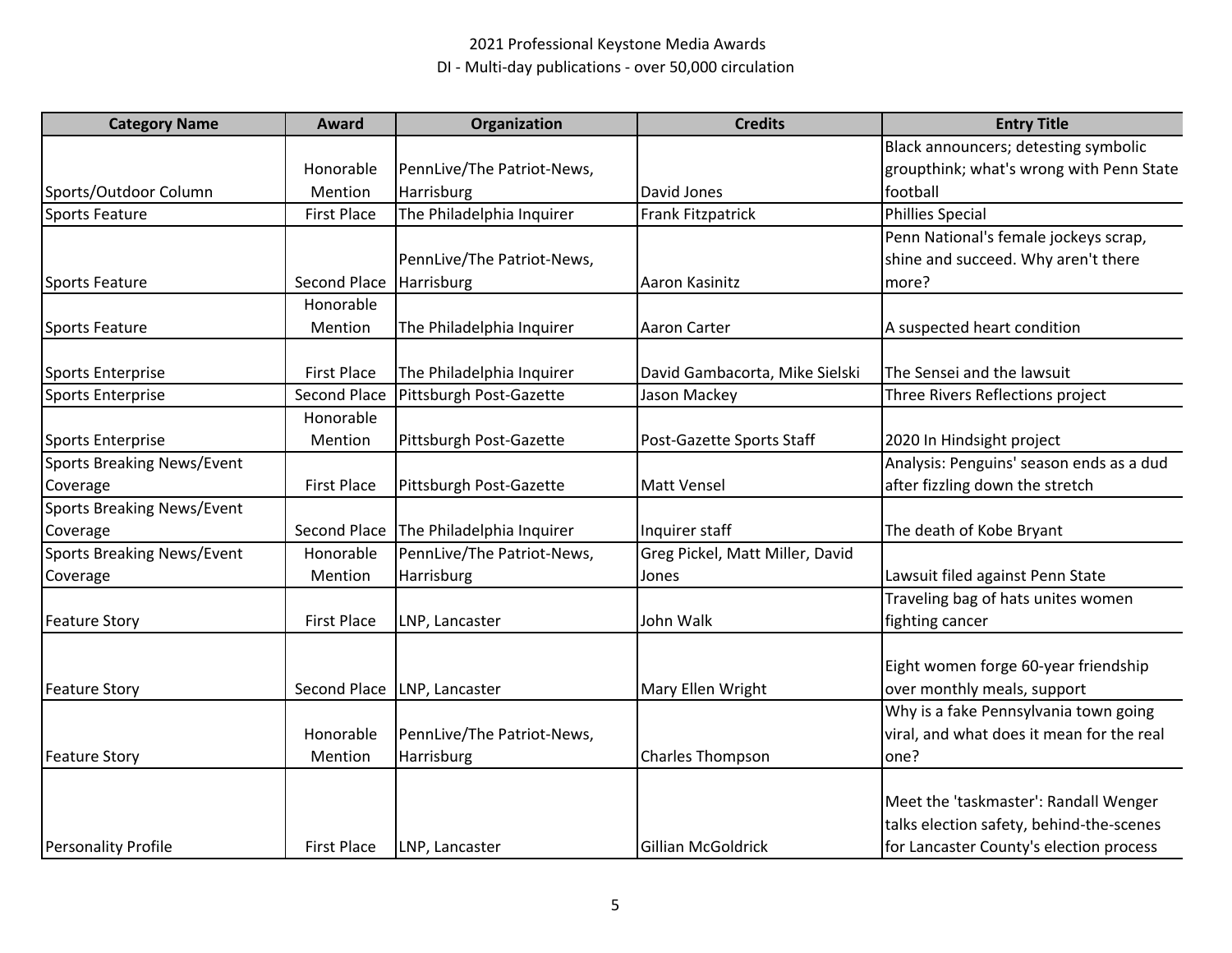2021 Professional Keystone Media Awards

DI - Multi-day publications - over 50,000 circulation

| Category Name | Award | Organization | Credits | Entry Title |
|---|---|---|---|---|
| Sports/Outdoor Column | Honorable Mention | PennLive/The Patriot-News, Harrisburg | David Jones | Black announcers; detesting symbolic groupthink; what's wrong with Penn State football |
| Sports Feature | First Place | The Philadelphia Inquirer | Frank Fitzpatrick | Phillies Special |
| Sports Feature | Second Place | PennLive/The Patriot-News, Harrisburg | Aaron Kasinitz | Penn National's female jockeys scrap, shine and succeed. Why aren't there more? |
| Sports Feature | Honorable Mention | The Philadelphia Inquirer | Aaron Carter | A suspected heart condition |
| Sports Enterprise | First Place | The Philadelphia Inquirer | David Gambacorta, Mike Sielski | The Sensei and the lawsuit |
| Sports Enterprise | Second Place | Pittsburgh Post-Gazette | Jason Mackey | Three Rivers Reflections project |
| Sports Enterprise | Honorable Mention | Pittsburgh Post-Gazette | Post-Gazette Sports Staff | 2020 In Hindsight project |
| Sports Breaking News/Event Coverage | First Place | Pittsburgh Post-Gazette | Matt Vensel | Analysis: Penguins' season ends as a dud after fizzling down the stretch |
| Sports Breaking News/Event Coverage | Second Place | The Philadelphia Inquirer | Inquirer staff | The death of Kobe Bryant |
| Sports Breaking News/Event Coverage | Honorable Mention | PennLive/The Patriot-News, Harrisburg | Greg Pickel, Matt Miller, David Jones | Lawsuit filed against Penn State |
| Feature Story | First Place | LNP, Lancaster | John Walk | Traveling bag of hats unites women fighting cancer |
| Feature Story | Second Place | LNP, Lancaster | Mary Ellen Wright | Eight women forge 60-year friendship over monthly meals, support |
| Feature Story | Honorable Mention | PennLive/The Patriot-News, Harrisburg | Charles Thompson | Why is a fake Pennsylvania town going viral, and what does it mean for the real one? |
| Personality Profile | First Place | LNP, Lancaster | Gillian McGoldrick | Meet the 'taskmaster': Randall Wenger talks election safety, behind-the-scenes for Lancaster County's election process |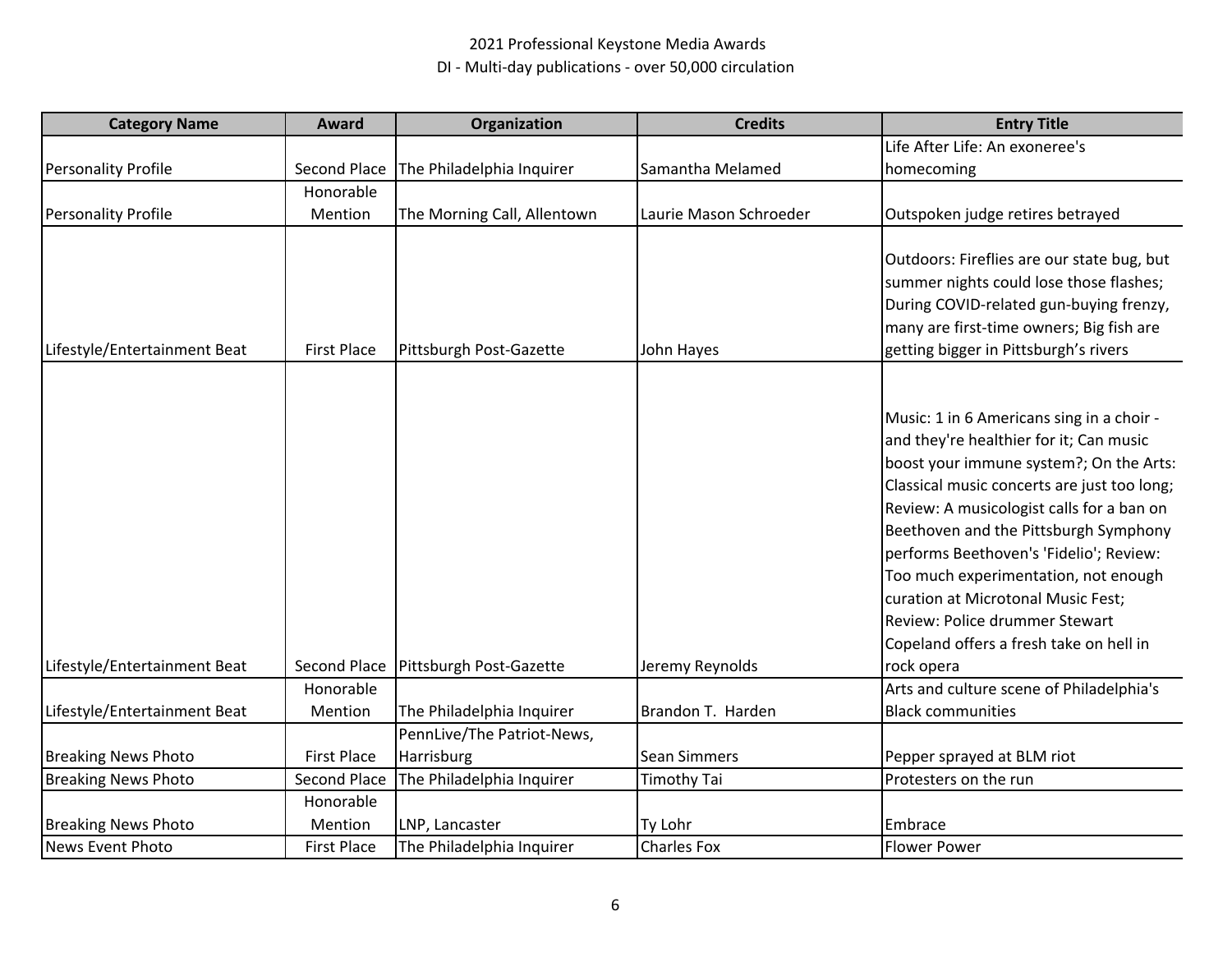2021 Professional Keystone Media Awards

DI - Multi-day publications - over 50,000 circulation

| Category Name | Award | Organization | Credits | Entry Title |
|---|---|---|---|---|
| Personality Profile | Second Place | The Philadelphia Inquirer | Samantha Melamed | Life After Life: An exoneree's homecoming |
| Personality Profile | Honorable Mention | The Morning Call, Allentown | Laurie Mason Schroeder | Outspoken judge retires betrayed |
| Lifestyle/Entertainment Beat | First Place | Pittsburgh Post-Gazette | John Hayes | Outdoors: Fireflies are our state bug, but summer nights could lose those flashes; During COVID-related gun-buying frenzy, many are first-time owners; Big fish are getting bigger in Pittsburgh's rivers |
| Lifestyle/Entertainment Beat | Second Place | Pittsburgh Post-Gazette | Jeremy Reynolds | Music: 1 in 6 Americans sing in a choir - and they're healthier for it; Can music boost your immune system?; On the Arts: Classical music concerts are just too long; Review: A musicologist calls for a ban on Beethoven and the Pittsburgh Symphony performs Beethoven's 'Fidelio'; Review: Too much experimentation, not enough curation at Microtonal Music Fest; Review: Police drummer Stewart Copeland offers a fresh take on hell in rock opera |
| Lifestyle/Entertainment Beat | Honorable Mention | The Philadelphia Inquirer | Brandon T. Harden | Arts and culture scene of Philadelphia's Black communities |
| Breaking News Photo | First Place | PennLive/The Patriot-News, Harrisburg | Sean Simmers | Pepper sprayed at BLM riot |
| Breaking News Photo | Second Place | The Philadelphia Inquirer | Timothy Tai | Protesters on the run |
| Breaking News Photo | Honorable Mention | LNP, Lancaster | Ty Lohr | Embrace |
| News Event Photo | First Place | The Philadelphia Inquirer | Charles Fox | Flower Power |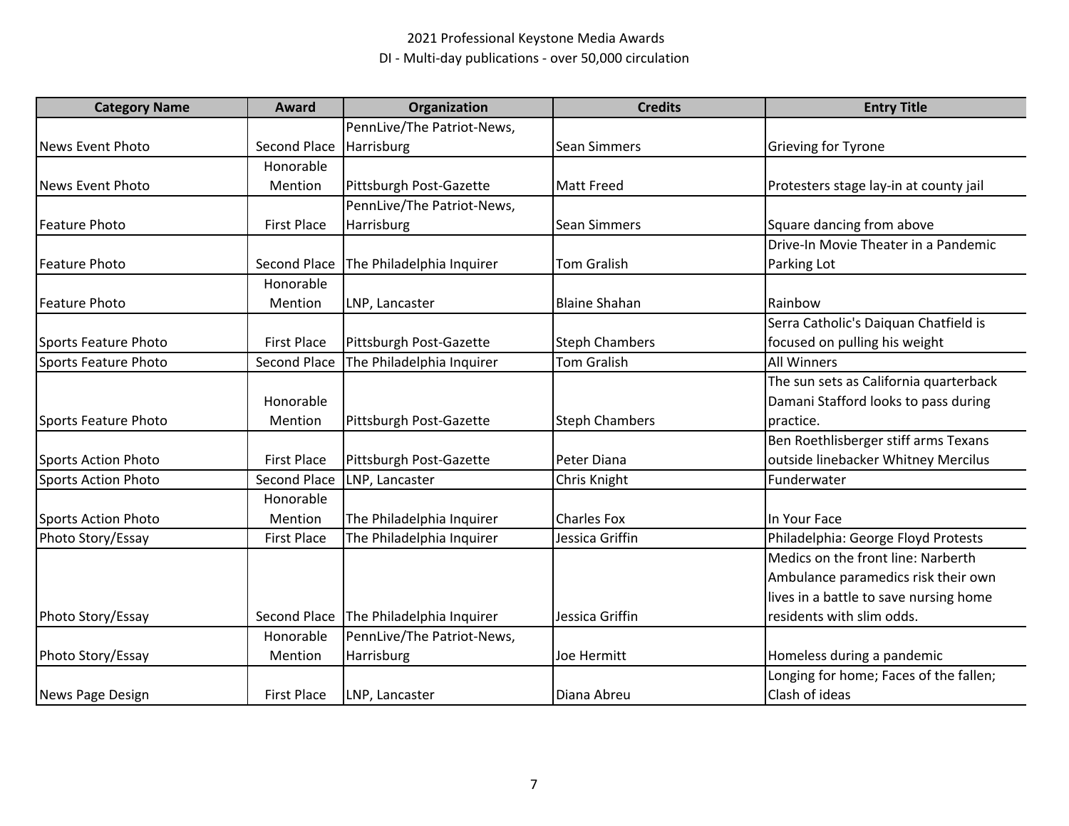2021 Professional Keystone Media Awards

DI - Multi-day publications - over 50,000 circulation

| Category Name | Award | Organization | Credits | Entry Title |
|---|---|---|---|---|
| News Event Photo | Second Place | PennLive/The Patriot-News, Harrisburg | Sean Simmers | Grieving for Tyrone |
| News Event Photo | Honorable Mention | Pittsburgh Post-Gazette | Matt Freed | Protesters stage lay-in at county jail |
| Feature Photo | First Place | PennLive/The Patriot-News, Harrisburg | Sean Simmers | Square dancing from above |
| Feature Photo | Second Place | The Philadelphia Inquirer | Tom Gralish | Drive-In Movie Theater in a Pandemic Parking Lot |
| Feature Photo | Honorable Mention | LNP, Lancaster | Blaine Shahan | Rainbow |
| Sports Feature Photo | First Place | Pittsburgh Post-Gazette | Steph Chambers | Serra Catholic's Daiquan Chatfield is focused on pulling his weight |
| Sports Feature Photo | Second Place | The Philadelphia Inquirer | Tom Gralish | All Winners |
| Sports Feature Photo | Honorable Mention | Pittsburgh Post-Gazette | Steph Chambers | The sun sets as California quarterback Damani Stafford looks to pass during practice. |
| Sports Action Photo | First Place | Pittsburgh Post-Gazette | Peter Diana | Ben Roethlisberger stiff arms Texans outside linebacker Whitney Mercilus |
| Sports Action Photo | Second Place | LNP, Lancaster | Chris Knight | Funderwater |
| Sports Action Photo | Honorable Mention | The Philadelphia Inquirer | Charles Fox | In Your Face |
| Photo Story/Essay | First Place | The Philadelphia Inquirer | Jessica Griffin | Philadelphia: George Floyd Protests |
| Photo Story/Essay | Second Place | The Philadelphia Inquirer | Jessica Griffin | Medics on the front line: Narberth Ambulance paramedics risk their own lives in a battle to save nursing home residents with slim odds. |
| Photo Story/Essay | Honorable Mention | PennLive/The Patriot-News, Harrisburg | Joe Hermitt | Homeless during a pandemic |
| News Page Design | First Place | LNP, Lancaster | Diana Abreu | Longing for home; Faces of the fallen; Clash of ideas |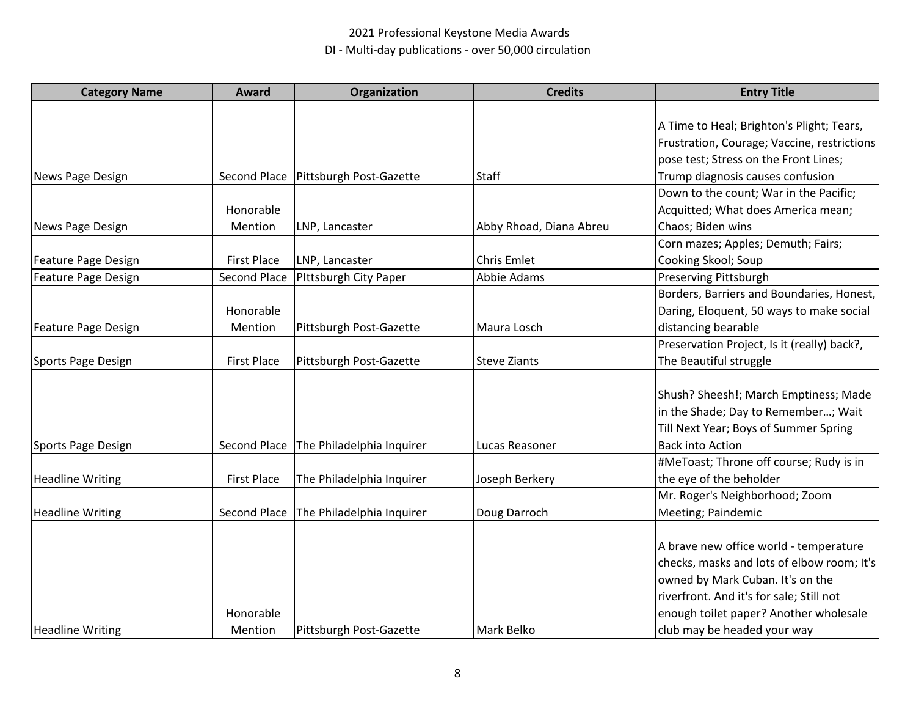2021 Professional Keystone Media Awards
DI - Multi-day publications - over 50,000 circulation

| Category Name | Award | Organization | Credits | Entry Title |
| --- | --- | --- | --- | --- |
| News Page Design | Second Place | Pittsburgh Post-Gazette | Staff | A Time to Heal; Brighton's Plight; Tears, Frustration, Courage; Vaccine, restrictions pose test; Stress on the Front Lines; Trump diagnosis causes confusion |
| News Page Design | Honorable Mention | LNP, Lancaster | Abby Rhoad, Diana Abreu | Down to the count; War in the Pacific; Acquitted; What does America mean; Chaos; Biden wins |
| Feature Page Design | First Place | LNP, Lancaster | Chris Emlet | Corn mazes; Apples; Demuth; Fairs; Cooking Skool; Soup |
| Feature Page Design | Second Place | PIttsburgh City Paper | Abbie Adams | Preserving Pittsburgh |
| Feature Page Design | Honorable Mention | Pittsburgh Post-Gazette | Maura Losch | Borders, Barriers and Boundaries, Honest, Daring, Eloquent, 50 ways to make social distancing bearable |
| Sports Page Design | First Place | Pittsburgh Post-Gazette | Steve Ziants | Preservation Project, Is it (really) back?, The Beautiful struggle |
| Sports Page Design | Second Place | The Philadelphia Inquirer | Lucas Reasoner | Shush? Sheesh!; March Emptiness; Made in the Shade; Day to Remember…; Wait Till Next Year; Boys of Summer Spring Back into Action |
| Headline Writing | First Place | The Philadelphia Inquirer | Joseph Berkery | #MeToast; Throne off course; Rudy is in the eye of the beholder |
| Headline Writing | Second Place | The Philadelphia Inquirer | Doug Darroch | Mr. Roger's Neighborhood; Zoom Meeting; Paindemic |
| Headline Writing | Honorable Mention | Pittsburgh Post-Gazette | Mark Belko | A brave new office world - temperature checks, masks and lots of elbow room; It's owned by Mark Cuban. It's on the riverfront. And it's for sale; Still not enough toilet paper? Another wholesale club may be headed your way |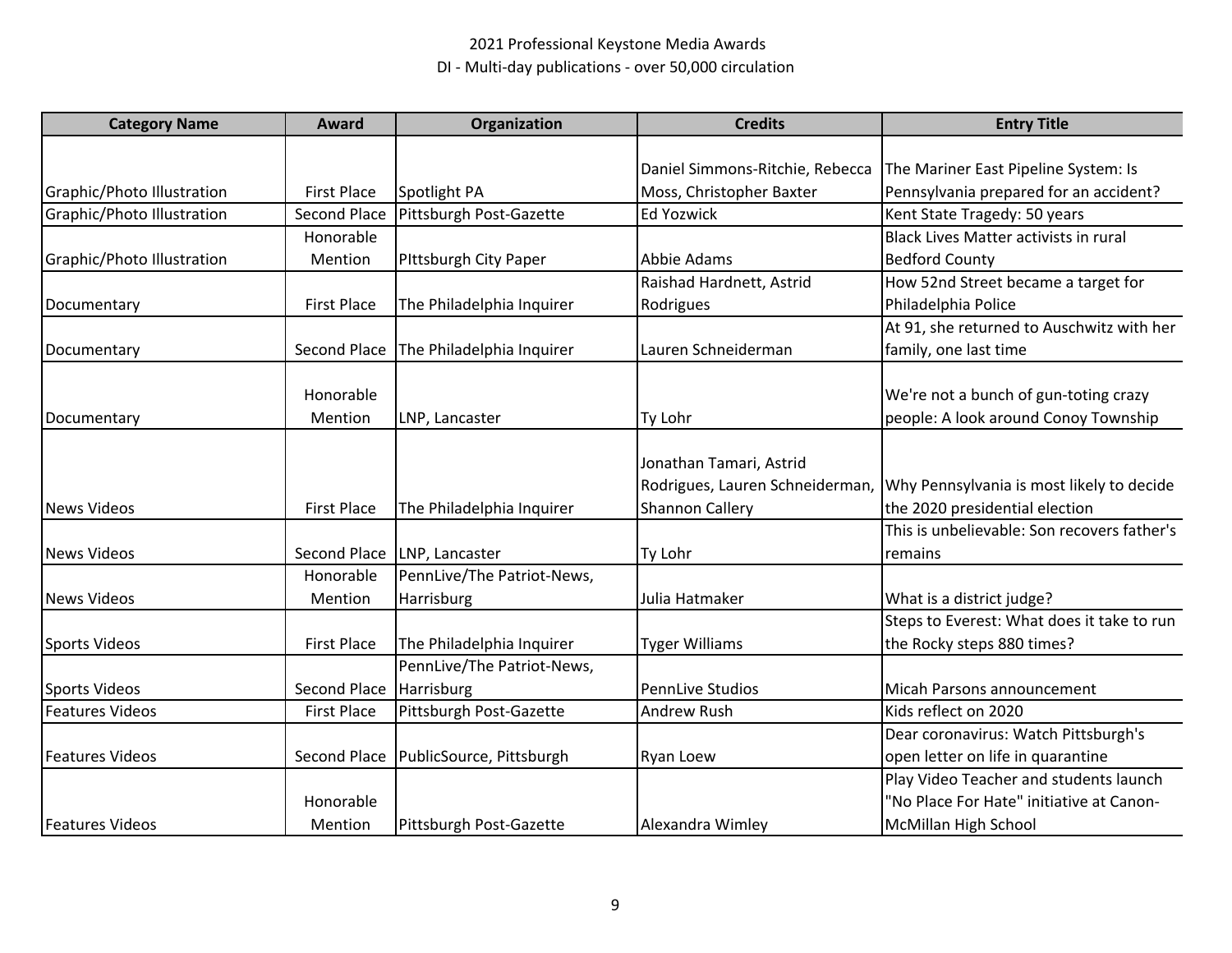2021 Professional Keystone Media Awards

DI - Multi-day publications - over 50,000 circulation

| Category Name | Award | Organization | Credits | Entry Title |
|---|---|---|---|---|
| Graphic/Photo Illustration | First Place | Spotlight PA | Daniel Simmons-Ritchie, Rebecca Moss, Christopher Baxter | The Mariner East Pipeline System: Is Pennsylvania prepared for an accident? |
| Graphic/Photo Illustration | Second Place | Pittsburgh Post-Gazette | Ed Yozwick | Kent State Tragedy: 50 years |
| Graphic/Photo Illustration | Honorable Mention | PIttsburgh City Paper | Abbie Adams | Black Lives Matter activists in rural Bedford County |
| Documentary | First Place | The Philadelphia Inquirer | Raishad Hardnett, Astrid Rodrigues | How 52nd Street became a target for Philadelphia Police |
| Documentary | Second Place | The Philadelphia Inquirer | Lauren Schneiderman | At 91, she returned to Auschwitz with her family, one last time |
| Documentary | Honorable Mention | LNP, Lancaster | Ty Lohr | We're not a bunch of gun-toting crazy people: A look around Conoy Township |
| News Videos | First Place | The Philadelphia Inquirer | Jonathan Tamari, Astrid Rodrigues, Lauren Schneiderman, Shannon Callery | Why Pennsylvania is most likely to decide the 2020 presidential election |
| News Videos | Second Place | LNP, Lancaster | Ty Lohr | This is unbelievable: Son recovers father's remains |
| News Videos | Honorable Mention | PennLive/The Patriot-News, Harrisburg | Julia Hatmaker | What is a district judge? |
| Sports Videos | First Place | The Philadelphia Inquirer | Tyger Williams | Steps to Everest: What does it take to run the Rocky steps 880 times? |
| Sports Videos | Second Place | PennLive/The Patriot-News, Harrisburg | PennLive Studios | Micah Parsons announcement |
| Features Videos | First Place | Pittsburgh Post-Gazette | Andrew Rush | Kids reflect on 2020 |
| Features Videos | Second Place | PublicSource, Pittsburgh | Ryan Loew | Dear coronavirus: Watch Pittsburgh's open letter on life in quarantine |
| Features Videos | Honorable Mention | Pittsburgh Post-Gazette | Alexandra Wimley | Play Video Teacher and students launch "No Place For Hate" initiative at Canon-McMillan High School |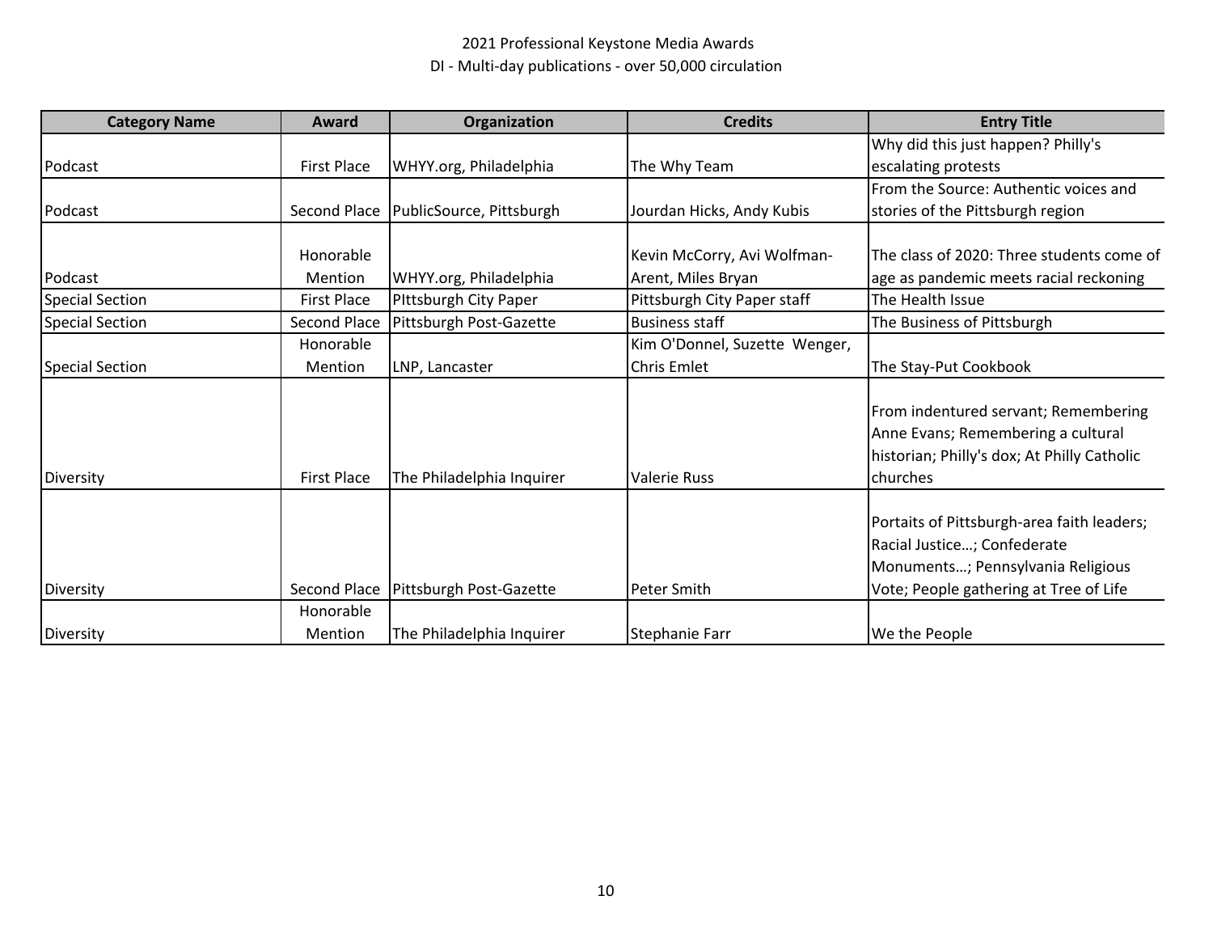2021 Professional Keystone Media Awards

DI - Multi-day publications - over 50,000 circulation

| Category Name | Award | Organization | Credits | Entry Title |
|---|---|---|---|---|
| Podcast | First Place | WHYY.org, Philadelphia | The Why Team | Why did this just happen? Philly's escalating protests |
| Podcast | Second Place | PublicSource, Pittsburgh | Jourdan Hicks, Andy Kubis | From the Source: Authentic voices and stories of the Pittsburgh region |
| Podcast | Honorable Mention | WHYY.org, Philadelphia | Kevin McCorry, Avi Wolfman-Arent, Miles Bryan | The class of 2020: Three students come of age as pandemic meets racial reckoning |
| Special Section | First Place | PIttsburgh City Paper | Pittsburgh City Paper staff | The Health Issue |
| Special Section | Second Place | Pittsburgh Post-Gazette | Business staff | The Business of Pittsburgh |
| Special Section | Honorable Mention | LNP, Lancaster | Kim O'Donnel, Suzette Wenger, Chris Emlet | The Stay-Put Cookbook |
| Diversity | First Place | The Philadelphia Inquirer | Valerie Russ | From indentured servant; Remembering Anne Evans; Remembering a cultural historian; Philly's dox; At Philly Catholic churches |
| Diversity | Second Place | Pittsburgh Post-Gazette | Peter Smith | Portaits of Pittsburgh-area faith leaders; Racial Justice…; Confederate Monuments…; Pennsylvania Religious Vote; People gathering at Tree of Life |
| Diversity | Honorable Mention | The Philadelphia Inquirer | Stephanie Farr | We the People |